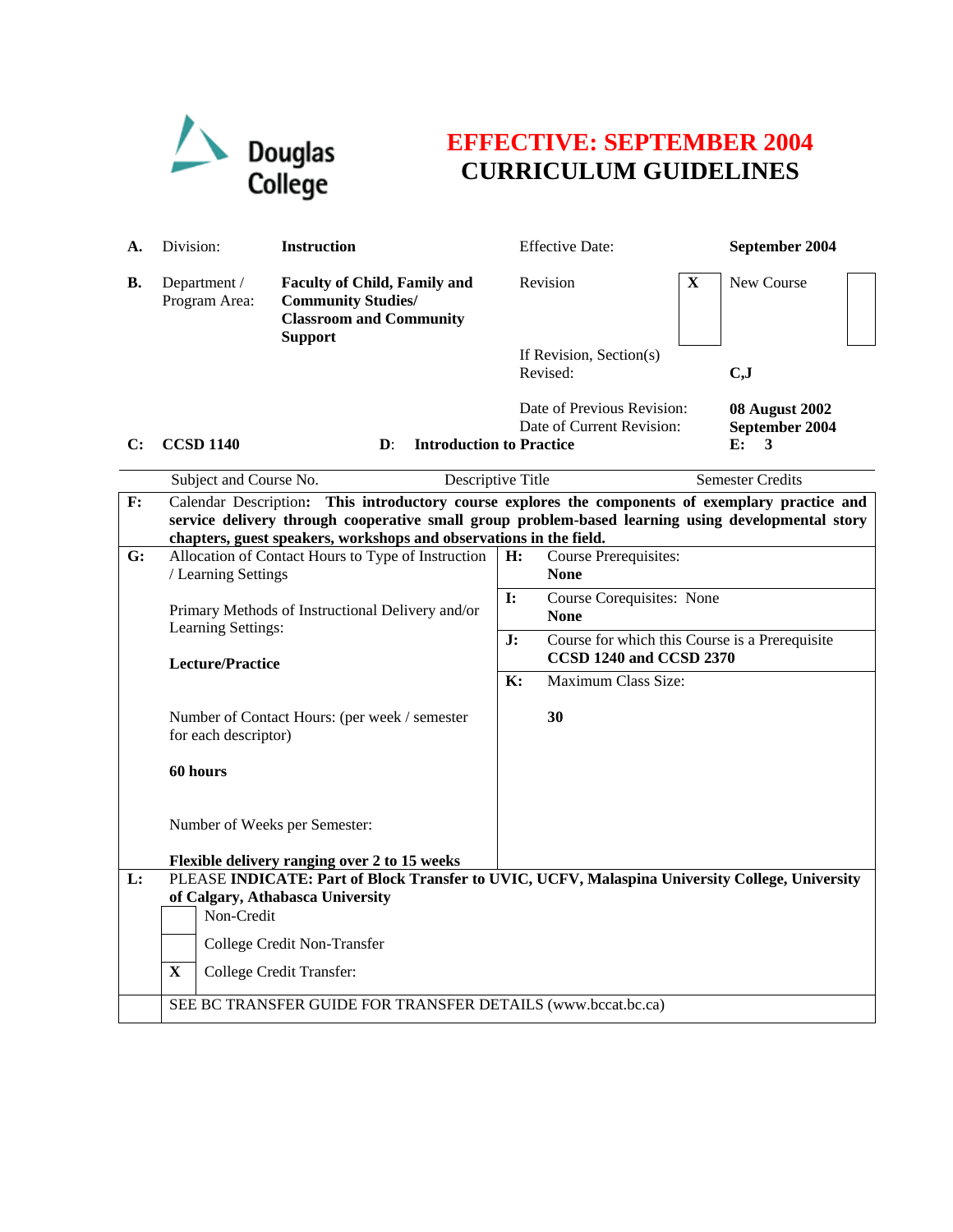Douglas College

# EFFECTIVE: SEPTEMBER 2004
# CURRICULUM GUIDELINES

| | | | | |
|---|---|---|---|---|
| **A.** | Division: | **Instruction** | Effective Date: | **September 2004** |
| **B.** | Department / Program Area: | **Faculty of Child, Family and Community Studies/ Classroom and Community Support** | Revision **X** | New Course |
| | | | If Revision, Section(s) Revised: | **C,J** |
| | | | Date of Previous Revision: | **08 August 2002** |
| | | | Date of Current Revision: | **September 2004** |
| **C:** | **CCSD 1140** | **D:** **Introduction to Practice** | | **E: 3** |
| | Subject and Course No. | Descriptive Title | | Semester Credits |

**F:** Calendar Description: **This introductory course explores the components of exemplary practice and service delivery through cooperative small group problem-based learning using developmental story chapters, guest speakers, workshops and observations in the field.**

| | | | |
|---|---|---|---|
| **G:** | Allocation of Contact Hours to Type of Instruction / Learning Settings<br><br>Primary Methods of Instructional Delivery and/or Learning Settings:<br><br>**Lecture/Practice**<br><br>Number of Contact Hours: (per week / semester for each descriptor)<br><br>**60 hours**<br><br>Number of Weeks per Semester:<br><br>**Flexible delivery ranging over 2 to 15 weeks** | **H:** | Course Prerequisites:<br>**None** |
| | | **I:** | Course Corequisites: None<br>**None** |
| | | **J:** | Course for which this Course is a Prerequisite<br>**CCSD 1240 and CCSD 2370** |
| | | **K:** | Maximum Class Size:<br><br>**30** |

**L:** PLEASE **INDICATE: Part of Block Transfer to UVIC, UCFV, Malaspina University College, University of Calgary, Athabasca University**

| | |
|---|---|
| | Non-Credit |
| | College Credit Non-Transfer |
| **X** | College Credit Transfer: |

SEE BC TRANSFER GUIDE FOR TRANSFER DETAILS (www.bccat.bc.ca)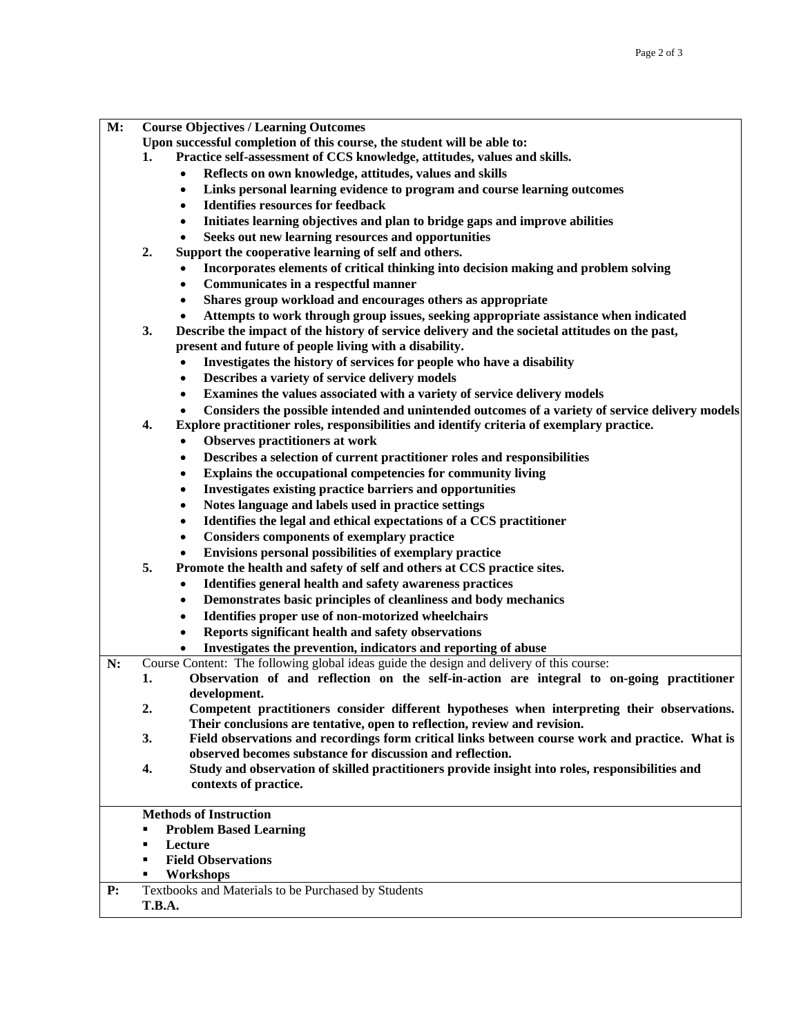**M: Course Objectives / Learning Outcomes**

**Upon successful completion of this course, the student will be able to:**

1. **Practice self-assessment of CCS knowledge, attitudes, values and skills.**
   - **Reflects on own knowledge, attitudes, values and skills**
   - **Links personal learning evidence to program and course learning outcomes**
   - **Identifies resources for feedback**
   - **Initiates learning objectives and plan to bridge gaps and improve abilities**
   - **Seeks out new learning resources and opportunities**
2. **Support the cooperative learning of self and others.**
   - **Incorporates elements of critical thinking into decision making and problem solving**
   - **Communicates in a respectful manner**
   - **Shares group workload and encourages others as appropriate**
   - **Attempts to work through group issues, seeking appropriate assistance when indicated**
3. **Describe the impact of the history of service delivery and the societal attitudes on the past, present and future of people living with a disability.**
   - **Investigates the history of services for people who have a disability**
   - **Describes a variety of service delivery models**
   - **Examines the values associated with a variety of service delivery models**
   - **Considers the possible intended and unintended outcomes of a variety of service delivery models**
4. **Explore practitioner roles, responsibilities and identify criteria of exemplary practice.**
   - **Observes practitioners at work**
   - **Describes a selection of current practitioner roles and responsibilities**
   - **Explains the occupational competencies for community living**
   - **Investigates existing practice barriers and opportunities**
   - **Notes language and labels used in practice settings**
   - **Identifies the legal and ethical expectations of a CCS practitioner**
   - **Considers components of exemplary practice**
   - **Envisions personal possibilities of exemplary practice**
5. **Promote the health and safety of self and others at CCS practice sites.**
   - **Identifies general health and safety awareness practices**
   - **Demonstrates basic principles of cleanliness and body mechanics**
   - **Identifies proper use of non-motorized wheelchairs**
   - **Reports significant health and safety observations**
   - **Investigates the prevention, indicators and reporting of abuse**

**N:** Course Content: The following global ideas guide the design and delivery of this course:

1. **Observation of and reflection on the self-in-action are integral to on-going practitioner development.**
2. **Competent practitioners consider different hypotheses when interpreting their observations. Their conclusions are tentative, open to reflection, review and revision.**
3. **Field observations and recordings form critical links between course work and practice. What is observed becomes substance for discussion and reflection.**
4. **Study and observation of skilled practitioners provide insight into roles, responsibilities and contexts of practice.**

**Methods of Instruction**

- **Problem Based Learning**
- **Lecture**
- **Field Observations**
- **Workshops**

**P:** Textbooks and Materials to be Purchased by Students

**T.B.A.**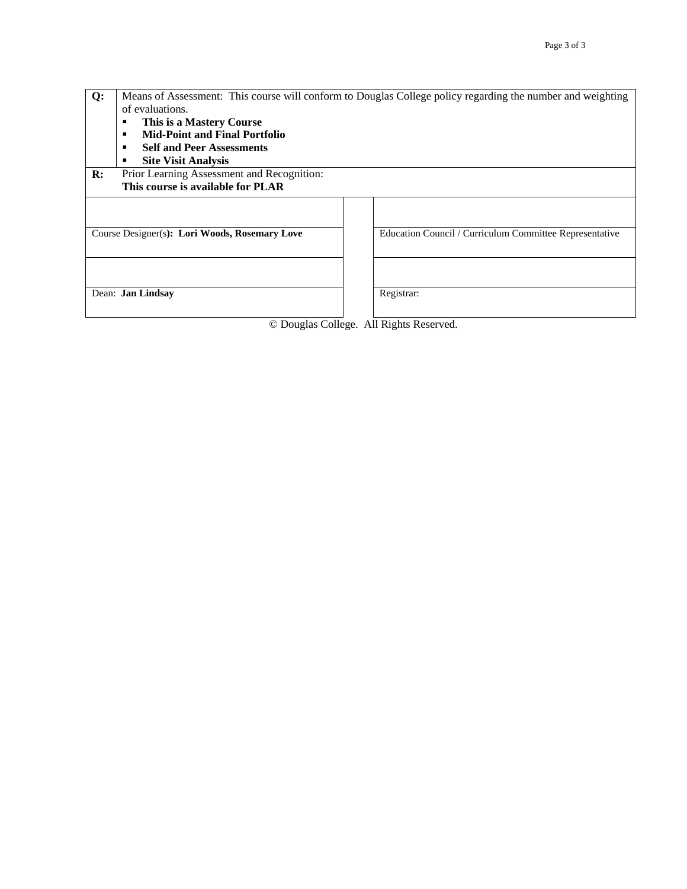| | |
|---|---|
| **Q:** | Means of Assessment: This course will conform to Douglas College policy regarding the number and weighting of evaluations.<br>▪ **This is a Mastery Course**<br>▪ **Mid-Point and Final Portfolio**<br>▪ **Self and Peer Assessments**<br>▪ **Site Visit Analysis** |
| **R:** | Prior Learning Assessment and Recognition:<br>**This course is available for PLAR** |

| | | |
|---|---|---|
| Course Designer(s): **Lori Woods, Rosemary Love** | | Education Council / Curriculum Committee Representative |
| Dean: **Jan Lindsay** | | Registrar: |

© Douglas College. All Rights Reserved.